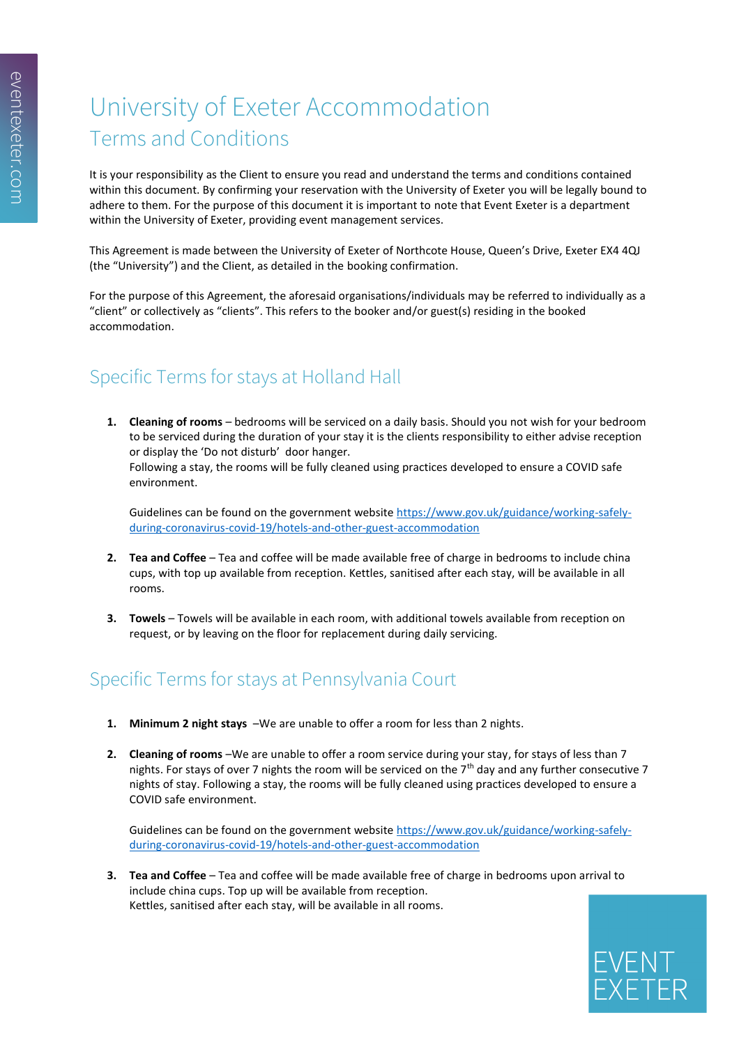# University of Exeter Accommodation

## Terms and Conditions

It is your responsibility as the Client to ensure you read and understand the terms and conditions contained within this document. By confirming your reservation with the University of Exeter you will be legally bound to adhere to them. For the purpose of this document it is important to note that Event Exeter is a department within the University of Exeter, providing event management services.

This Agreement is made between the University of Exeter of Northcote House, Queen's Drive, Exeter EX4 4QJ (the "University") and the Client, as detailed in the booking confirmation.

For the purpose of this Agreement, the aforesaid organisations/individuals may be referred to individually as a "client" or collectively as "clients". This refers to the booker and/or guest(s) residing in the booked accommodation.

## Specific Terms for stays at Holland Hall

1. **Cleaning of rooms** – bedrooms will be serviced on a daily basis. Should you not wish for your bedroom to be serviced during the duration of your stay it is the clients responsibility to either advise reception or display the 'Do not disturb' door hanger.
   Following a stay, the rooms will be fully cleaned using practices developed to ensure a COVID safe environment.

   Guidelines can be found on the government website [https://www.gov.uk/guidance/working-safely-during-coronavirus-covid-19/hotels-and-other-guest-accommodation](https://www.gov.uk/guidance/working-safely-during-coronavirus-covid-19/hotels-and-other-guest-accommodation)

2. **Tea and Coffee** – Tea and coffee will be made available free of charge in bedrooms to include china cups, with top up available from reception. Kettles, sanitised after each stay, will be available in all rooms.

3. **Towels** – Towels will be available in each room, with additional towels available from reception on request, or by leaving on the floor for replacement during daily servicing.

## Specific Terms for stays at Pennsylvania Court

1. **Minimum 2 night stays** –We are unable to offer a room for less than 2 nights.

2. **Cleaning of rooms** –We are unable to offer a room service during your stay, for stays of less than 7 nights. For stays of over 7 nights the room will be serviced on the 7th day and any further consecutive 7 nights of stay. Following a stay, the rooms will be fully cleaned using practices developed to ensure a COVID safe environment.

   Guidelines can be found on the government website [https://www.gov.uk/guidance/working-safely-during-coronavirus-covid-19/hotels-and-other-guest-accommodation](https://www.gov.uk/guidance/working-safely-during-coronavirus-covid-19/hotels-and-other-guest-accommodation)

3. **Tea and Coffee** – Tea and coffee will be made available free of charge in bedrooms upon arrival to include china cups. Top up will be available from reception.
   Kettles, sanitised after each stay, will be available in all rooms.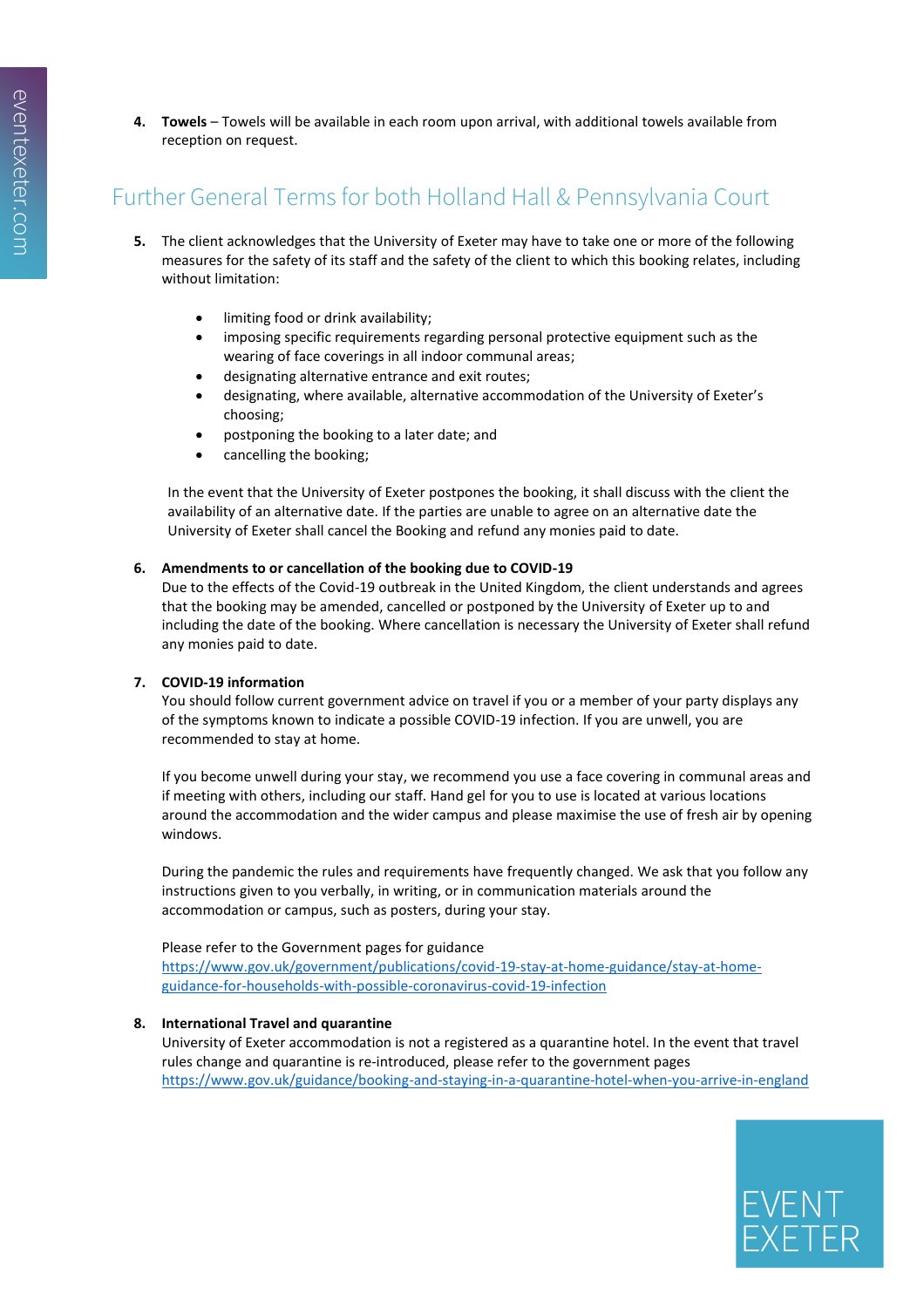4. **Towels** – Towels will be available in each room upon arrival, with additional towels available from reception on request.

## Further General Terms for both Holland Hall & Pennsylvania Court

5. The client acknowledges that the University of Exeter may have to take one or more of the following measures for the safety of its staff and the safety of the client to which this booking relates, including without limitation:

   - limiting food or drink availability;
   - imposing specific requirements regarding personal protective equipment such as the wearing of face coverings in all indoor communal areas;
   - designating alternative entrance and exit routes;
   - designating, where available, alternative accommodation of the University of Exeter's choosing;
   - postponing the booking to a later date; and
   - cancelling the booking;

   In the event that the University of Exeter postpones the booking, it shall discuss with the client the availability of an alternative date. If the parties are unable to agree on an alternative date the University of Exeter shall cancel the Booking and refund any monies paid to date.

6. **Amendments to or cancellation of the booking due to COVID-19**
   Due to the effects of the Covid-19 outbreak in the United Kingdom, the client understands and agrees that the booking may be amended, cancelled or postponed by the University of Exeter up to and including the date of the booking. Where cancellation is necessary the University of Exeter shall refund any monies paid to date.

7. **COVID-19 information**
   You should follow current government advice on travel if you or a member of your party displays any of the symptoms known to indicate a possible COVID-19 infection. If you are unwell, you are recommended to stay at home.

   If you become unwell during your stay, we recommend you use a face covering in communal areas and if meeting with others, including our staff. Hand gel for you to use is located at various locations around the accommodation and the wider campus and please maximise the use of fresh air by opening windows.

   During the pandemic the rules and requirements have frequently changed. We ask that you follow any instructions given to you verbally, in writing, or in communication materials around the accommodation or campus, such as posters, during your stay.

   Please refer to the Government pages for guidance
   https://www.gov.uk/government/publications/covid-19-stay-at-home-guidance/stay-at-home-guidance-for-households-with-possible-coronavirus-covid-19-infection

8. **International Travel and quarantine**
   University of Exeter accommodation is not a registered as a quarantine hotel. In the event that travel rules change and quarantine is re-introduced, please refer to the government pages
   https://www.gov.uk/guidance/booking-and-staying-in-a-quarantine-hotel-when-you-arrive-in-england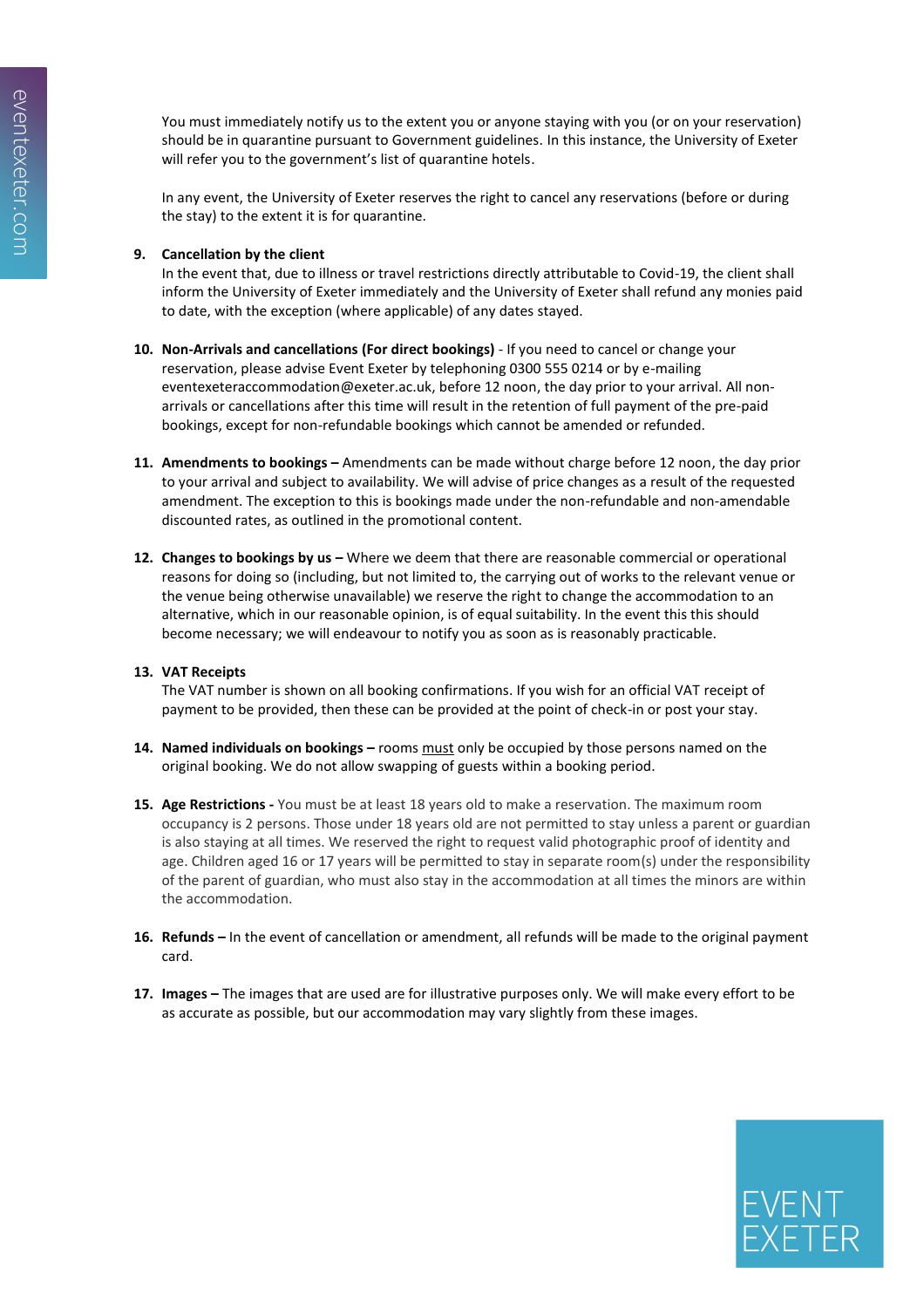You must immediately notify us to the extent you or anyone staying with you (or on your reservation) should be in quarantine pursuant to Government guidelines. In this instance, the University of Exeter will refer you to the government's list of quarantine hotels.

In any event, the University of Exeter reserves the right to cancel any reservations (before or during the stay) to the extent it is for quarantine.

9. **Cancellation by the client**
   In the event that, due to illness or travel restrictions directly attributable to Covid-19, the client shall inform the University of Exeter immediately and the University of Exeter shall refund any monies paid to date, with the exception (where applicable) of any dates stayed.

10. **Non-Arrivals and cancellations (For direct bookings)** - If you need to cancel or change your reservation, please advise Event Exeter by telephoning 0300 555 0214 or by e-mailing eventexeteraccommodation@exeter.ac.uk, before 12 noon, the day prior to your arrival. All non-arrivals or cancellations after this time will result in the retention of full payment of the pre-paid bookings, except for non-refundable bookings which cannot be amended or refunded.

11. **Amendments to bookings –** Amendments can be made without charge before 12 noon, the day prior to your arrival and subject to availability. We will advise of price changes as a result of the requested amendment. The exception to this is bookings made under the non-refundable and non-amendable discounted rates, as outlined in the promotional content.

12. **Changes to bookings by us –** Where we deem that there are reasonable commercial or operational reasons for doing so (including, but not limited to, the carrying out of works to the relevant venue or the venue being otherwise unavailable) we reserve the right to change the accommodation to an alternative, which in our reasonable opinion, is of equal suitability. In the event this this should become necessary; we will endeavour to notify you as soon as is reasonably practicable.

13. **VAT Receipts**
    The VAT number is shown on all booking confirmations. If you wish for an official VAT receipt of payment to be provided, then these can be provided at the point of check-in or post your stay.

14. **Named individuals on bookings –** rooms must only be occupied by those persons named on the original booking. We do not allow swapping of guests within a booking period.

15. **Age Restrictions -** You must be at least 18 years old to make a reservation. The maximum room occupancy is 2 persons. Those under 18 years old are not permitted to stay unless a parent or guardian is also staying at all times. We reserved the right to request valid photographic proof of identity and age. Children aged 16 or 17 years will be permitted to stay in separate room(s) under the responsibility of the parent of guardian, who must also stay in the accommodation at all times the minors are within the accommodation.

16. **Refunds –** In the event of cancellation or amendment, all refunds will be made to the original payment card.

17. **Images –** The images that are used are for illustrative purposes only. We will make every effort to be as accurate as possible, but our accommodation may vary slightly from these images.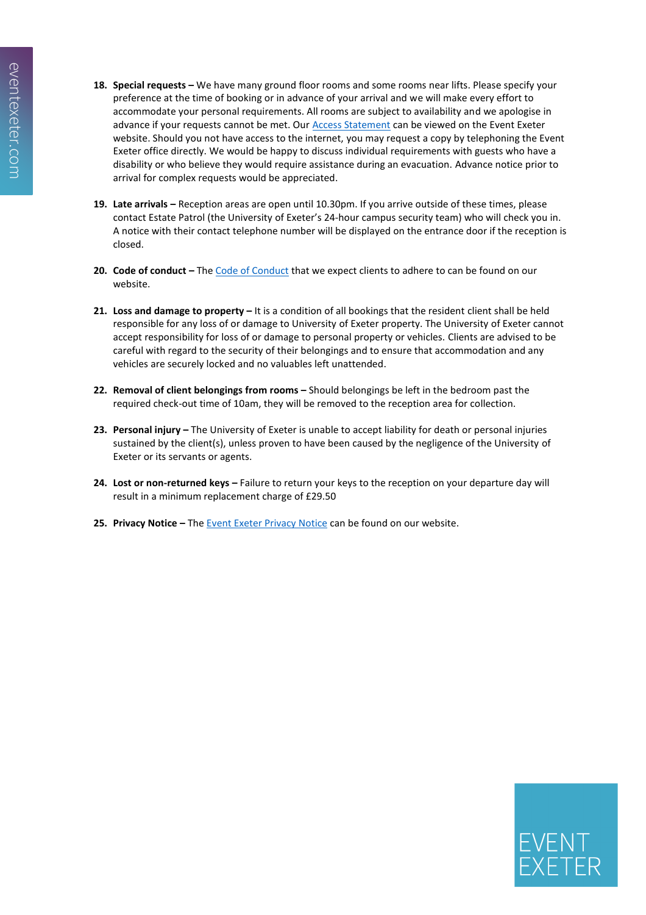18. **Special requests –** We have many ground floor rooms and some rooms near lifts. Please specify your preference at the time of booking or in advance of your arrival and we will make every effort to accommodate your personal requirements. All rooms are subject to availability and we apologise in advance if your requests cannot be met. Our Access Statement can be viewed on the Event Exeter website. Should you not have access to the internet, you may request a copy by telephoning the Event Exeter office directly. We would be happy to discuss individual requirements with guests who have a disability or who believe they would require assistance during an evacuation. Advance notice prior to arrival for complex requests would be appreciated.

19. **Late arrivals –** Reception areas are open until 10.30pm. If you arrive outside of these times, please contact Estate Patrol (the University of Exeter's 24-hour campus security team) who will check you in. A notice with their contact telephone number will be displayed on the entrance door if the reception is closed.

20. **Code of conduct –** The Code of Conduct that we expect clients to adhere to can be found on our website.

21. **Loss and damage to property –** It is a condition of all bookings that the resident client shall be held responsible for any loss of or damage to University of Exeter property. The University of Exeter cannot accept responsibility for loss of or damage to personal property or vehicles. Clients are advised to be careful with regard to the security of their belongings and to ensure that accommodation and any vehicles are securely locked and no valuables left unattended.

22. **Removal of client belongings from rooms –** Should belongings be left in the bedroom past the required check-out time of 10am, they will be removed to the reception area for collection.

23. **Personal injury –** The University of Exeter is unable to accept liability for death or personal injuries sustained by the client(s), unless proven to have been caused by the negligence of the University of Exeter or its servants or agents.

24. **Lost or non-returned keys –** Failure to return your keys to the reception on your departure day will result in a minimum replacement charge of £29.50

25. **Privacy Notice –** The Event Exeter Privacy Notice can be found on our website.